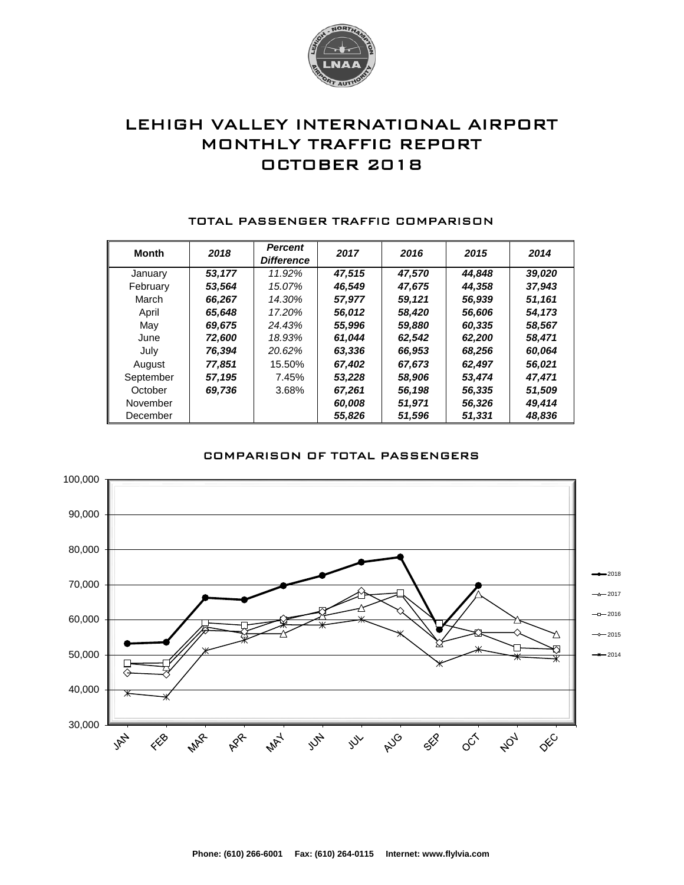# LEHIGH VALLEY INTERNATIONAL AIRPORT
# MONTHLY TRAFFIC REPORT
# OCTOBER 2018

## TOTAL PASSENGER TRAFFIC COMPARISON

| Month | 2018 | Percent Difference | 2017 | 2016 | 2015 | 2014 |
|---|---|---|---|---|---|---|
| January | *53,177* | *11.92%* | *47,515* | *47,570* | *44,848* | *39,020* |
| February | *53,564* | *15.07%* | *46,549* | *47,675* | *44,358* | *37,943* |
| March | *66,267* | *14.30%* | *57,977* | *59,121* | *56,939* | *51,161* |
| April | *65,648* | *17.20%* | *56,012* | *58,420* | *56,606* | *54,173* |
| May | *69,675* | *24.43%* | *55,996* | *59,880* | *60,335* | *58,567* |
| June | *72,600* | *18.93%* | *61,044* | *62,542* | *62,200* | *58,471* |
| July | *76,394* | *20.62%* | *63,336* | *66,953* | *68,256* | *60,064* |
| August | *77,851* | 15.50% | *67,402* | *67,673* | *62,497* | *56,021* |
| September | *57,195* | 7.45% | *53,228* | *58,906* | *53,474* | *47,471* |
| October | *69,736* | 3.68% | *67,261* | *56,198* | *56,335* | *51,509* |
| November | | | *60,008* | *51,971* | *56,326* | *49,414* |
| December | | | *55,826* | *51,596* | *51,331* | *48,836* |

## COMPARISON OF TOTAL PASSENGERS

Phone: (610) 266-6001 Fax: (610) 264-0115 Internet: www.flylvia.com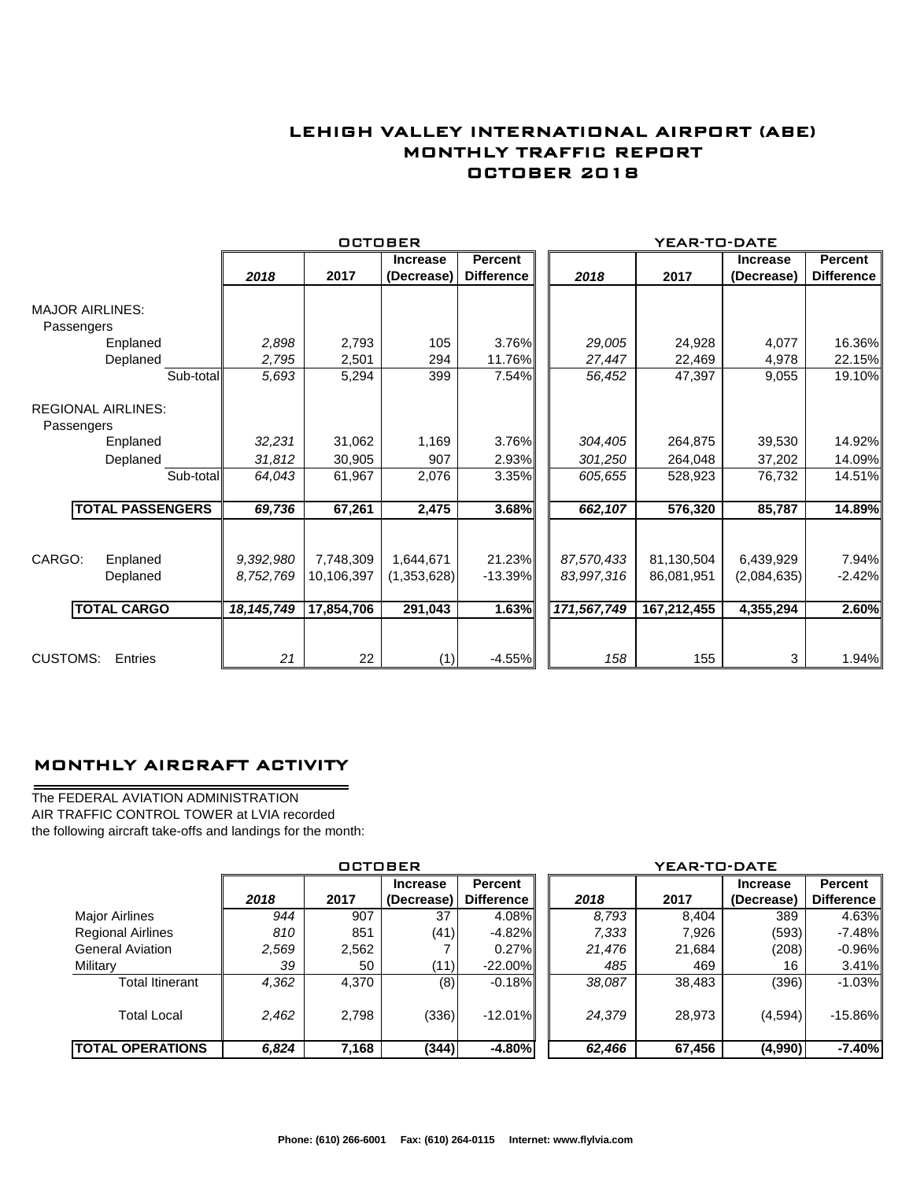# LEHIGH VALLEY INTERNATIONAL AIRPORT (ABE)
# MONTHLY TRAFFIC REPORT
# OCTOBER 2018

| | | OCTOBER | | | | YEAR-TO-DATE | | | |
|---|---|---|---|---|---|---|---|---|---|
| | | 2018 | 2017 | Increase (Decrease) | Percent Difference | 2018 | 2017 | Increase (Decrease) | Percent Difference |
| **MAJOR AIRLINES:** Passengers | | | | | | | | | |
| Enplaned | | *2,898* | 2,793 | 105 | 3.76% | *29,005* | 24,928 | 4,077 | 16.36% |
| Deplaned | | *2,795* | 2,501 | 294 | 11.76% | *27,447* | 22,469 | 4,978 | 22.15% |
| | Sub-total | *5,693* | 5,294 | 399 | 7.54% | *56,452* | 47,397 | 9,055 | 19.10% |
| **REGIONAL AIRLINES:** Passengers | | | | | | | | | |
| Enplaned | | *32,231* | 31,062 | 1,169 | 3.76% | *304,405* | 264,875 | 39,530 | 14.92% |
| Deplaned | | *31,812* | 30,905 | 907 | 2.93% | *301,250* | 264,048 | 37,202 | 14.09% |
| | Sub-total | *64,043* | 61,967 | 2,076 | 3.35% | *605,655* | 528,923 | 76,732 | 14.51% |
| **TOTAL PASSENGERS** | | ***69,736*** | **67,261** | **2,475** | **3.68%** | ***662,107*** | **576,320** | **85,787** | **14.89%** |
| CARGO: Enplaned | | *9,392,980* | 7,748,309 | 1,644,671 | 21.23% | *87,570,433* | 81,130,504 | 6,439,929 | 7.94% |
| Deplaned | | *8,752,769* | 10,106,397 | (1,353,628) | -13.39% | *83,997,316* | 86,081,951 | (2,084,635) | -2.42% |
| **TOTAL CARGO** | | ***18,145,749*** | **17,854,706** | **291,043** | **1.63%** | ***171,567,749*** | **167,212,455** | **4,355,294** | **2.60%** |
| CUSTOMS: Entries | | *21* | 22 | (1) | -4.55% | *158* | 155 | 3 | 1.94% |

## MONTHLY AIRCRAFT ACTIVITY

The FEDERAL AVIATION ADMINISTRATION
AIR TRAFFIC CONTROL TOWER at LVIA recorded
the following aircraft take-offs and landings for the month:

| | OCTOBER | | | | YEAR-TO-DATE | | | |
|---|---|---|---|---|---|---|---|---|
| | 2018 | 2017 | Increase (Decrease) | Percent Difference | 2018 | 2017 | Increase (Decrease) | Percent Difference |
| Major Airlines | *944* | 907 | 37 | 4.08% | *8,793* | 8,404 | 389 | 4.63% |
| Regional Airlines | *810* | 851 | (41) | -4.82% | *7,333* | 7,926 | (593) | -7.48% |
| General Aviation | *2,569* | 2,562 | 7 | 0.27% | *21,476* | 21,684 | (208) | -0.96% |
| Military | *39* | 50 | (11) | -22.00% | *485* | 469 | 16 | 3.41% |
| Total Itinerant | *4,362* | 4,370 | (8) | -0.18% | *38,087* | 38,483 | (396) | -1.03% |
| Total Local | *2,462* | 2,798 | (336) | -12.01% | *24,379* | 28,973 | (4,594) | -15.86% |
| **TOTAL OPERATIONS** | ***6,824*** | **7,168** | **(344)** | **-4.80%** | ***62,466*** | **67,456** | **(4,990)** | **-7.40%** |

**Phone: (610) 266-6001 Fax: (610) 264-0115 Internet: www.flylvia.com**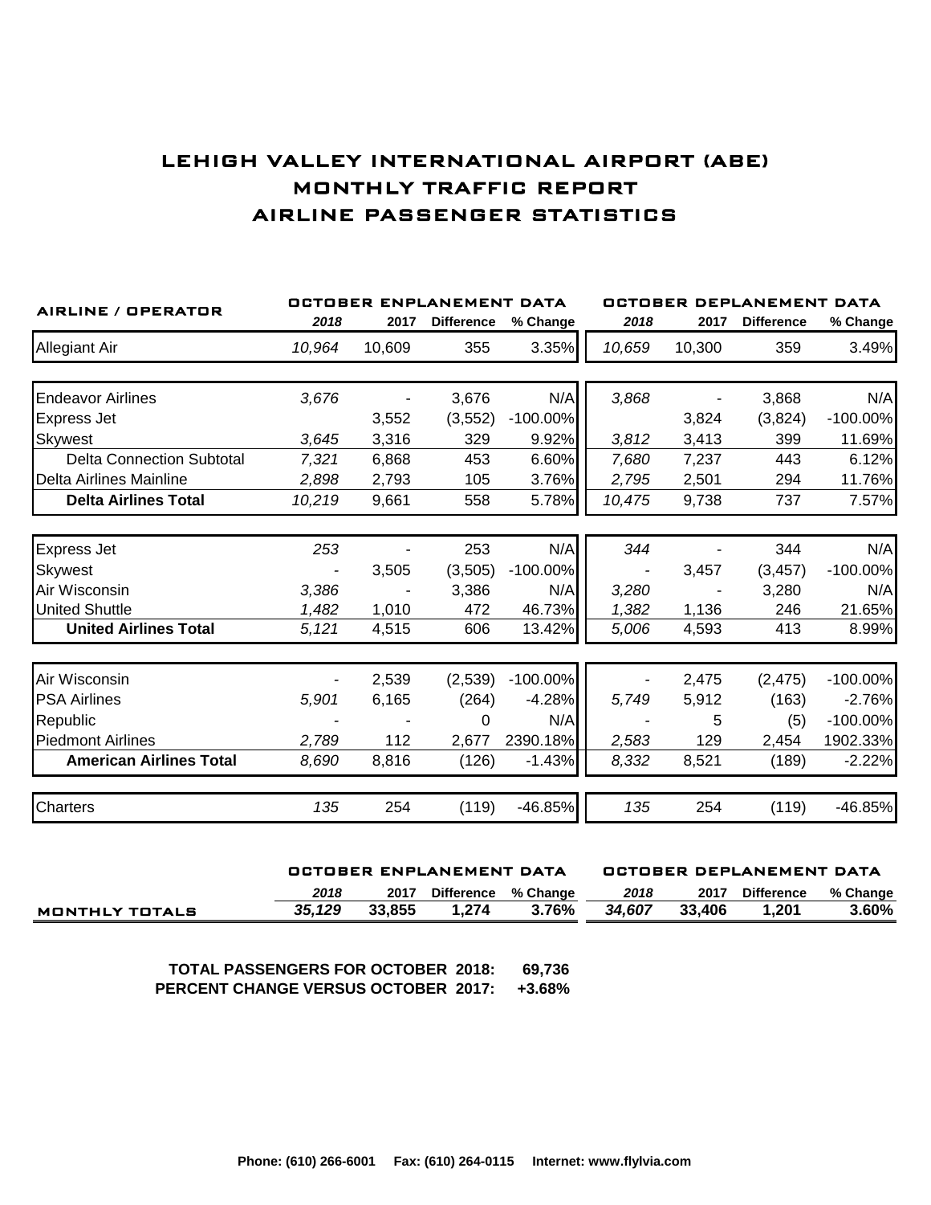# LEHIGH VALLEY INTERNATIONAL AIRPORT (ABE)
## MONTHLY TRAFFIC REPORT
## AIRLINE PASSENGER STATISTICS

| AIRLINE / OPERATOR | OCTOBER ENPLANEMENT DATA | | | | OCTOBER DEPLANEMENT DATA | | | |
|---|---|---|---|---|---|---|---|---|
| | *2018* | 2017 | Difference | % Change | *2018* | 2017 | Difference | % Change |
| Allegiant Air | *10,964* | 10,609 | 355 | 3.35% | *10,659* | 10,300 | 359 | 3.49% |
| Endeavor Airlines | *3,676* | - | 3,676 | N/A | *3,868* | - | 3,868 | N/A |
| Express Jet | | 3,552 | (3,552) | -100.00% | | 3,824 | (3,824) | -100.00% |
| Skywest | *3,645* | 3,316 | 329 | 9.92% | *3,812* | 3,413 | 399 | 11.69% |
| Delta Connection Subtotal | *7,321* | 6,868 | 453 | 6.60% | *7,680* | 7,237 | 443 | 6.12% |
| Delta Airlines Mainline | *2,898* | 2,793 | 105 | 3.76% | *2,795* | 2,501 | 294 | 11.76% |
| **Delta Airlines Total** | *10,219* | 9,661 | 558 | 5.78% | *10,475* | 9,738 | 737 | 7.57% |
| Express Jet | *253* | - | 253 | N/A | *344* | - | 344 | N/A |
| Skywest | - | 3,505 | (3,505) | -100.00% | - | 3,457 | (3,457) | -100.00% |
| Air Wisconsin | *3,386* | - | 3,386 | N/A | *3,280* | - | 3,280 | N/A |
| United Shuttle | *1,482* | 1,010 | 472 | 46.73% | *1,382* | 1,136 | 246 | 21.65% |
| **United Airlines Total** | *5,121* | 4,515 | 606 | 13.42% | *5,006* | 4,593 | 413 | 8.99% |
| Air Wisconsin | - | 2,539 | (2,539) | -100.00% | - | 2,475 | (2,475) | -100.00% |
| PSA Airlines | *5,901* | 6,165 | (264) | -4.28% | *5,749* | 5,912 | (163) | -2.76% |
| Republic | - | - | 0 | N/A | - | 5 | (5) | -100.00% |
| Piedmont Airlines | *2,789* | 112 | 2,677 | 2390.18% | *2,583* | 129 | 2,454 | 1902.33% |
| **American Airlines Total** | *8,690* | 8,816 | (126) | -1.43% | *8,332* | 8,521 | (189) | -2.22% |
| Charters | *135* | 254 | (119) | -46.85% | *135* | 254 | (119) | -46.85% |

| | OCTOBER ENPLANEMENT DATA | | | | OCTOBER DEPLANEMENT DATA | | | |
|---|---|---|---|---|---|---|---|---|
| | *2018* | 2017 | Difference | % Change | *2018* | 2017 | Difference | % Change |
| **MONTHLY TOTALS** | ***35,129*** | **33,855** | **1,274** | **3.76%** | ***34,607*** | **33,406** | **1,201** | **3.60%** |

**TOTAL PASSENGERS FOR OCTOBER 2018: 69,736**
**PERCENT CHANGE VERSUS OCTOBER 2017: +3.68%**

**Phone: (610) 266-6001 Fax: (610) 264-0115 Internet: www.flylvia.com**